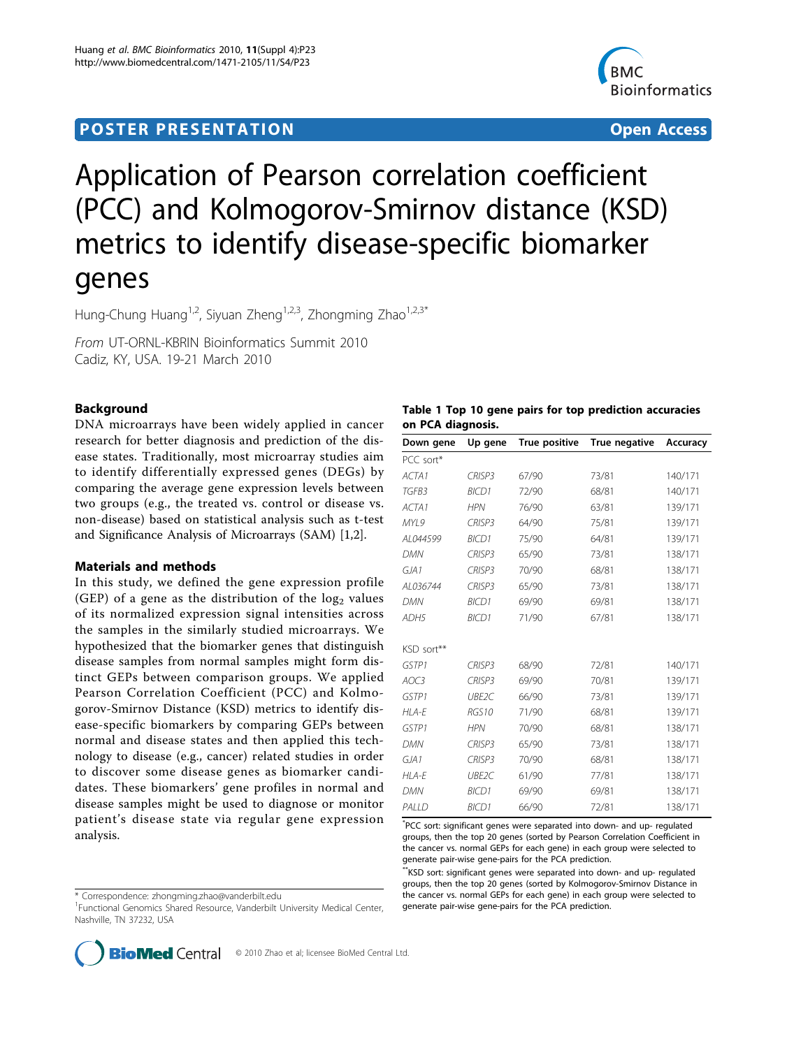POSTER PRESENTATION

Open Access

# Application of Pearson correlation coefficient (PCC) and Kolmogorov-Smirnov distance (KSD) metrics to identify disease-specific biomarker genes

Hung-Chung Huang[1,2], Siyuan Zheng[1,2,3], Zhongming Zhao[1,2,3*]

*From* UT-ORNL-KBRIN Bioinformatics Summit 2010
Cadiz, KY, USA. 19-21 March 2010

## Background

DNA microarrays have been widely applied in cancer research for better diagnosis and prediction of the disease states. Traditionally, most microarray studies aim to identify differentially expressed genes (DEGs) by comparing the average gene expression levels between two groups (e.g., the treated vs. control or disease vs. non-disease) based on statistical analysis such as t-test and Significance Analysis of Microarrays (SAM) [1,2].

## Materials and methods

In this study, we defined the gene expression profile (GEP) of a gene as the distribution of the $\log_2$ values of its normalized expression signal intensities across the samples in the similarly studied microarrays. We hypothesized that the biomarker genes that distinguish disease samples from normal samples might form distinct GEPs between comparison groups. We applied Pearson Correlation Coefficient (PCC) and Kolmogorov-Smirnov Distance (KSD) metrics to identify disease-specific biomarkers by comparing GEPs between normal and disease states and then applied this technology to disease (e.g., cancer) related studies in order to discover some disease genes as biomarker candidates. These biomarkers' gene profiles in normal and disease samples might be used to diagnose or monitor patient's disease state via regular gene expression analysis.

**Table 1 Top 10 gene pairs for top prediction accuracies on PCA diagnosis.**

| Down gene | Up gene | True positive | True negative | Accuracy |
|---|---|---|---|---|
| PCC sort* | | | | |
| *ACTA1* | *CRISP3* | 67/90 | 73/81 | 140/171 |
| *TGFB3* | *BICD1* | 72/90 | 68/81 | 140/171 |
| *ACTA1* | *HPN* | 76/90 | 63/81 | 139/171 |
| *MYL9* | *CRISP3* | 64/90 | 75/81 | 139/171 |
| *AL044599* | *BICD1* | 75/90 | 64/81 | 139/171 |
| *DMN* | *CRISP3* | 65/90 | 73/81 | 138/171 |
| *GJA1* | *CRISP3* | 70/90 | 68/81 | 138/171 |
| *AL036744* | *CRISP3* | 65/90 | 73/81 | 138/171 |
| *DMN* | *BICD1* | 69/90 | 69/81 | 138/171 |
| *ADH5* | *BICD1* | 71/90 | 67/81 | 138/171 |
| KSD sort** | | | | |
| *GSTP1* | *CRISP3* | 68/90 | 72/81 | 140/171 |
| *AOC3* | *CRISP3* | 69/90 | 70/81 | 139/171 |
| *GSTP1* | *UBE2C* | 66/90 | 73/81 | 139/171 |
| *HLA-E* | *RGS10* | 71/90 | 68/81 | 139/171 |
| *GSTP1* | *HPN* | 70/90 | 68/81 | 138/171 |
| *DMN* | *CRISP3* | 65/90 | 73/81 | 138/171 |
| *GJA1* | *CRISP3* | 70/90 | 68/81 | 138/171 |
| *HLA-E* | *UBE2C* | 61/90 | 77/81 | 138/171 |
| *DMN* | *BICD1* | 69/90 | 69/81 | 138/171 |
| *PALLD* | *BICD1* | 66/90 | 72/81 | 138/171 |

*PCC sort: significant genes were separated into down- and up- regulated groups, then the top 20 genes (sorted by Pearson Correlation Coefficient in the cancer vs. normal GEPs for each gene) in each group were selected to generate pair-wise gene-pairs for the PCA prediction.

**KSD sort: significant genes were separated into down- and up- regulated groups, then the top 20 genes (sorted by Kolmogorov-Smirnov Distance in the cancer vs. normal GEPs for each gene) in each group were selected to generate pair-wise gene-pairs for the PCA prediction.

* Correspondence: zhongming.zhao@vanderbilt.edu
[1]Functional Genomics Shared Resource, Vanderbilt University Medical Center, Nashville, TN 37232, USA

© 2010 Zhao et al; licensee BioMed Central Ltd.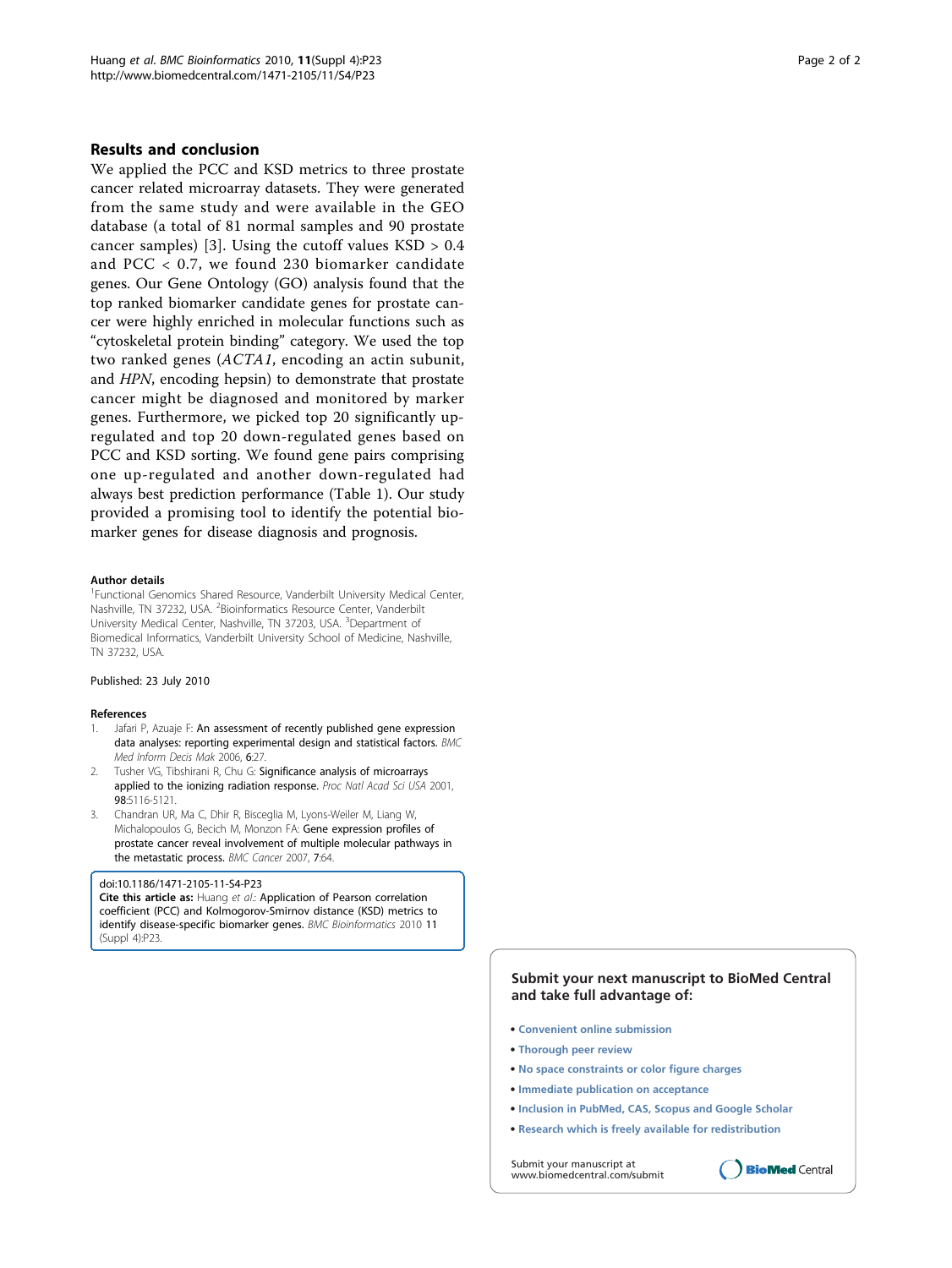## Results and conclusion

We applied the PCC and KSD metrics to three prostate cancer related microarray datasets. They were generated from the same study and were available in the GEO database (a total of 81 normal samples and 90 prostate cancer samples) [3]. Using the cutoff values KSD > 0.4 and PCC < 0.7, we found 230 biomarker candidate genes. Our Gene Ontology (GO) analysis found that the top ranked biomarker candidate genes for prostate cancer were highly enriched in molecular functions such as "cytoskeletal protein binding" category. We used the top two ranked genes (*ACTA1*, encoding an actin subunit, and *HPN*, encoding hepsin) to demonstrate that prostate cancer might be diagnosed and monitored by marker genes. Furthermore, we picked top 20 significantly up-regulated and top 20 down-regulated genes based on PCC and KSD sorting. We found gene pairs comprising one up-regulated and another down-regulated had always best prediction performance (Table 1). Our study provided a promising tool to identify the potential biomarker genes for disease diagnosis and prognosis.

#### Author details

[1]Functional Genomics Shared Resource, Vanderbilt University Medical Center, Nashville, TN 37232, USA. [2]Bioinformatics Resource Center, Vanderbilt University Medical Center, Nashville, TN 37203, USA. [3]Department of Biomedical Informatics, Vanderbilt University School of Medicine, Nashville, TN 37232, USA.

Published: 23 July 2010

#### References

1. Jafari P, Azuaje F: **An assessment of recently published gene expression data analyses: reporting experimental design and statistical factors.** *BMC Med Inform Decis Mak* 2006, **6**:27.
2. Tusher VG, Tibshirani R, Chu G: **Significance analysis of microarrays applied to the ionizing radiation response.** *Proc Natl Acad Sci USA* 2001, **98**:5116-5121.
3. Chandran UR, Ma C, Dhir R, Bisceglia M, Lyons-Weiler M, Liang W, Michalopoulos G, Becich M, Monzon FA: **Gene expression profiles of prostate cancer reveal involvement of multiple molecular pathways in the metastatic process.** *BMC Cancer* 2007, **7**:64.

doi:10.1186/1471-2105-11-S4-P23
**Cite this article as:** Huang *et al.*: Application of Pearson correlation coefficient (PCC) and Kolmogorov-Smirnov distance (KSD) metrics to identify disease-specific biomarker genes. *BMC Bioinformatics* 2010 **11** (Suppl 4):P23.

**Submit your next manuscript to BioMed Central and take full advantage of:**

- Convenient online submission
- Thorough peer review
- No space constraints or color figure charges
- Immediate publication on acceptance
- Inclusion in PubMed, CAS, Scopus and Google Scholar
- Research which is freely available for redistribution

Submit your manuscript at
www.biomedcentral.com/submit

BioMed Central